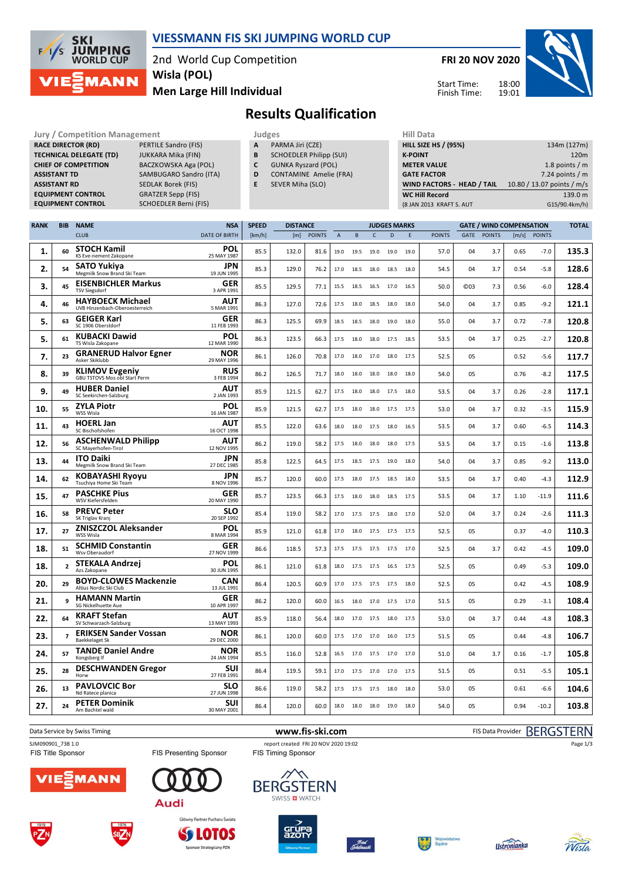# VIESSMANN FIS SKI JUMPING WORLD CUP

2nd World Cup Competition
**Wisla (POL)**
**Men Large Hill Individual**

**FRI 20 NOV 2020**

Start Time: 18:00
Finish Time: 19:01

## Results Qualification

| Jury / Competition Management | |
|---|---|
| RACE DIRECTOR (RD) | PERTILE Sandro (FIS) |
| TECHNICAL DELEGATE (TD) | JUKKARA Mika (FIN) |
| CHIEF OF COMPETITION | BACZKOWSKA Aga (POL) |
| ASSISTANT TD | SAMBUGARO Sandro (ITA) |
| ASSISTANT RD | SEDLAK Borek (FIS) |
| EQUIPMENT CONTROL | GRATZER Sepp (FIS) |
| EQUIPMENT CONTROL | SCHOEDLER Berni (FIS) |

| Judges | |
|---|---|
| A | PARMA Jiri (CZE) |
| B | SCHOEDLER Philipp (SUI) |
| C | GUNKA Ryszard (POL) |
| D | CONTAMINE Amelie (FRA) |
| E | SEVER Miha (SLO) |

| Hill Data | |
|---|---|
| HILL SIZE HS / (95%) | 134m (127m) |
| K-POINT | 120m |
| METER VALUE | 1.8 points / m |
| GATE FACTOR | 7.24 points / m |
| WIND FACTORS - HEAD / TAIL | 10.80 / 13.07 points / m/s |
| WC Hill Record | 139.0 m |
| (8 JAN 2013 KRAFT S. AUT | G15/90.4km/h) |

| RANK | BIB | NAME / CLUB | NSA / DATE OF BIRTH | SPEED [km/h] | DISTANCE [m] | DISTANCE POINTS | A | B | C | D | E | JUDGES POINTS | GATE | GATE POINTS | WIND [m/s] | WIND POINTS | TOTAL |
|---|---|---|---|---|---|---|---|---|---|---|---|---|---|---|---|---|---|
| 1. | 60 | STOCH Kamil / KS Eve-nement Zakopane | POL / 25 MAY 1987 | 85.5 | 132.0 | 81.6 | 19.0 | 19.5 | 19.0 | 19.0 | 19.0 | 57.0 | 04 | 3.7 | 0.65 | -7.0 | 135.3 |
| 2. | 54 | SATO Yukiya / Megmilk Snow Brand Ski Team | JPN / 19 JUN 1995 | 85.3 | 129.0 | 76.2 | 17.0 | 18.5 | 18.0 | 18.5 | 18.0 | 54.5 | 04 | 3.7 | 0.54 | -5.8 | 128.6 |
| 3. | 45 | EISENBICHLER Markus / TSV Siegsdorf | GER / 3 APR 1991 | 85.5 | 129.5 | 77.1 | 15.5 | 18.5 | 16.5 | 17.0 | 16.5 | 50.0 | ©03 | 7.3 | 0.56 | -6.0 | 128.4 |
| 4. | 46 | HAYBOECK Michael / UVB Hinzenbach-Oberoesterreich | AUT / 5 MAR 1991 | 86.3 | 127.0 | 72.6 | 17.5 | 18.0 | 18.5 | 18.0 | 18.0 | 54.0 | 04 | 3.7 | 0.85 | -9.2 | 121.1 |
| 5. | 63 | GEIGER Karl / SC 1906 Oberstdorf | GER / 11 FEB 1993 | 86.3 | 125.5 | 69.9 | 18.5 | 18.5 | 18.0 | 19.0 | 18.0 | 55.0 | 04 | 3.7 | 0.72 | -7.8 | 120.8 |
| 5. | 61 | KUBACKI Dawid / TS Wisla Zakopane | POL / 12 MAR 1990 | 86.3 | 123.5 | 66.3 | 17.5 | 18.0 | 18.0 | 17.5 | 18.5 | 53.5 | 04 | 3.7 | 0.25 | -2.7 | 120.8 |
| 7. | 23 | GRANERUD Halvor Egner / Asker Skiklubb | NOR / 29 MAY 1996 | 86.1 | 126.0 | 70.8 | 17.0 | 18.0 | 17.0 | 18.0 | 17.5 | 52.5 | 05 | | 0.52 | -5.6 | 117.7 |
| 8. | 39 | KLIMOV Evgeniy / GBU TSTOVS Mos obl Start Perm | RUS / 3 FEB 1994 | 86.2 | 126.5 | 71.7 | 18.0 | 18.0 | 18.0 | 18.0 | 18.0 | 54.0 | 05 | | 0.76 | -8.2 | 117.5 |
| 9. | 49 | HUBER Daniel / SC Seekirchen-Salzburg | AUT / 2 JAN 1993 | 85.9 | 121.5 | 62.7 | 17.5 | 18.0 | 18.0 | 17.5 | 18.0 | 53.5 | 04 | 3.7 | 0.26 | -2.8 | 117.1 |
| 10. | 55 | ZYLA Piotr / WSS Wisla | POL / 16 JAN 1987 | 85.9 | 121.5 | 62.7 | 17.5 | 18.0 | 18.0 | 17.5 | 17.5 | 53.0 | 04 | 3.7 | 0.32 | -3.5 | 115.9 |
| 11. | 43 | HOERL Jan / SC Bischofshofen | AUT / 16 OCT 1998 | 85.5 | 122.0 | 63.6 | 18.0 | 18.0 | 17.5 | 18.0 | 16.5 | 53.5 | 04 | 3.7 | 0.60 | -6.5 | 114.3 |
| 12. | 56 | ASCHENWALD Philipp / SC Mayerhofen-Tirol | AUT / 12 NOV 1995 | 86.2 | 119.0 | 58.2 | 17.5 | 18.0 | 18.0 | 18.0 | 17.5 | 53.5 | 04 | 3.7 | 0.15 | -1.6 | 113.8 |
| 13. | 44 | ITO Daiki / Megmilk Snow Brand Ski Team | JPN / 27 DEC 1985 | 85.8 | 122.5 | 64.5 | 17.5 | 18.5 | 17.5 | 19.0 | 18.0 | 54.0 | 04 | 3.7 | 0.85 | -9.2 | 113.0 |
| 14. | 62 | KOBAYASHI Ryoyu / Tsuchiya Home Ski Team | JPN / 8 NOV 1996 | 85.7 | 120.0 | 60.0 | 17.5 | 18.0 | 17.5 | 18.5 | 18.0 | 53.5 | 04 | 3.7 | 0.40 | -4.3 | 112.9 |
| 15. | 47 | PASCHKE Pius / WSV Kiefersfelden | GER / 20 MAY 1990 | 85.7 | 123.5 | 66.3 | 17.5 | 18.0 | 18.0 | 18.5 | 17.5 | 53.5 | 04 | 3.7 | 1.10 | -11.9 | 111.6 |
| 16. | 58 | PREVC Peter / SK Triglav Kranj | SLO / 20 SEP 1992 | 85.4 | 119.0 | 58.2 | 17.0 | 17.5 | 17.5 | 18.0 | 17.0 | 52.0 | 04 | 3.7 | 0.24 | -2.6 | 111.3 |
| 17. | 27 | ZNISZCZOL Aleksander / WSS Wisla | POL / 8 MAR 1994 | 85.9 | 121.0 | 61.8 | 17.0 | 18.0 | 17.5 | 17.5 | 17.5 | 52.5 | 05 | | 0.37 | -4.0 | 110.3 |
| 18. | 51 | SCHMID Constantin / Wsv Oberaudorf | GER / 27 NOV 1999 | 86.6 | 118.5 | 57.3 | 17.5 | 17.5 | 17.5 | 17.5 | 17.0 | 52.5 | 04 | 3.7 | 0.42 | -4.5 | 109.0 |
| 18. | 2 | STEKALA Andrzej / Azs Zakopane | POL / 30 JUN 1995 | 86.1 | 121.0 | 61.8 | 18.0 | 17.5 | 17.5 | 16.5 | 17.5 | 52.5 | 05 | | 0.49 | -5.3 | 109.0 |
| 20. | 29 | BOYD-CLOWES Mackenzie / Altius Nordic Ski Club | CAN / 13 JUL 1991 | 86.4 | 120.5 | 60.9 | 17.0 | 17.5 | 17.5 | 17.5 | 18.0 | 52.5 | 05 | | 0.42 | -4.5 | 108.9 |
| 21. | 9 | HAMANN Martin / SG Nickelhuette Aue | GER / 10 APR 1997 | 86.2 | 120.0 | 60.0 | 16.5 | 18.0 | 17.0 | 17.5 | 17.0 | 51.5 | 05 | | 0.29 | -3.1 | 108.4 |
| 22. | 64 | KRAFT Stefan / SV Schwarzach-Salzburg | AUT / 13 MAY 1993 | 85.9 | 118.0 | 56.4 | 18.0 | 17.0 | 17.5 | 18.0 | 17.5 | 53.0 | 04 | 3.7 | 0.44 | -4.8 | 108.3 |
| 23. | 7 | ERIKSEN Sander Vossan / Baekkelaget Sk | NOR / 29 DEC 2000 | 86.1 | 120.0 | 60.0 | 17.5 | 17.0 | 17.0 | 16.0 | 17.5 | 51.5 | 05 | | 0.44 | -4.8 | 106.7 |
| 24. | 57 | TANDE Daniel Andre / Kongsberg If | NOR / 24 JAN 1994 | 85.5 | 116.0 | 52.8 | 16.5 | 17.0 | 17.5 | 17.0 | 17.0 | 51.0 | 04 | 3.7 | 0.16 | -1.7 | 105.8 |
| 25. | 28 | DESCHWANDEN Gregor / Horw | SUI / 27 FEB 1991 | 86.4 | 119.5 | 59.1 | 17.0 | 17.5 | 17.0 | 17.0 | 17.5 | 51.5 | 05 | | 0.51 | -5.5 | 105.1 |
| 26. | 13 | PAVLOVCIC Bor / Nd Ratece planica | SLO / 27 JUN 1998 | 86.6 | 119.0 | 58.2 | 17.5 | 17.5 | 17.5 | 18.0 | 18.0 | 53.0 | 05 | | 0.61 | -6.6 | 104.6 |
| 27. | 24 | PETER Dominik / Am Bachtel wald | SUI / 30 MAY 2001 | 86.4 | 120.0 | 60.0 | 18.0 | 18.0 | 18.0 | 19.0 | 18.0 | 54.0 | 05 | | 0.94 | -10.2 | 103.8 |

Data Service by Swiss Timing — www.fis-ski.com — FIS Data Provider BERGSTERN

SJM090901_73B 1.0 — report created FRI 20 NOV 2020 19:02

FIS Title Sponsor — FIS Presenting Sponsor — FIS Timing Sponsor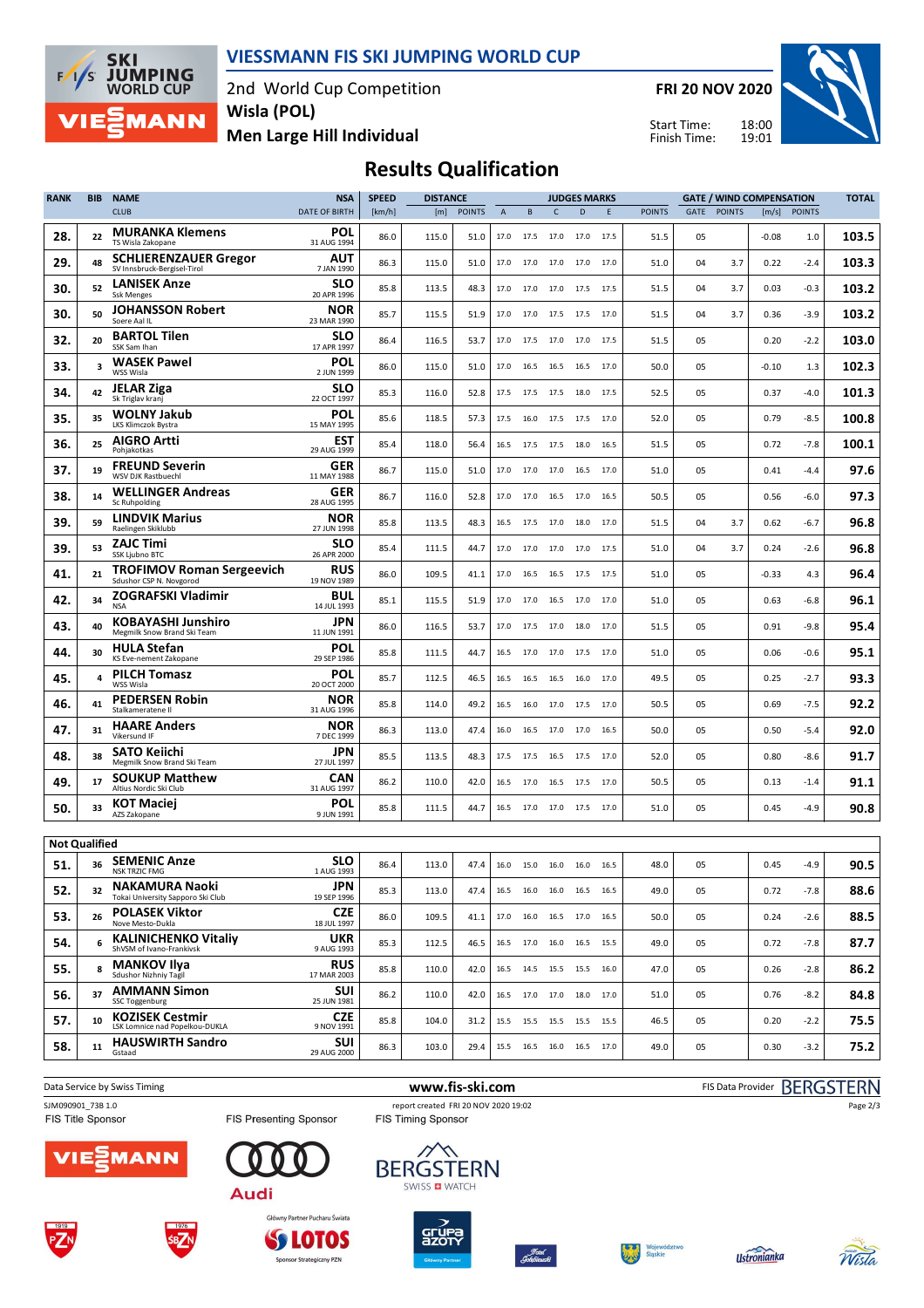# VIESSMANN FIS SKI JUMPING WORLD CUP

2nd World Cup Competition
**Wisla (POL)**
**Men Large Hill Individual**

**FRI 20 NOV 2020**

Start Time: 18:00
Finish Time: 19:01

## Results Qualification

| RANK | BIB | NAME / CLUB | NSA / DATE OF BIRTH | SPEED [km/h] | DISTANCE [m] | DISTANCE POINTS | A | B | C | D | E | JUDGES POINTS | GATE | GATE POINTS | WIND [m/s] | WIND POINTS | TOTAL |
|---|---|---|---|---|---|---|---|---|---|---|---|---|---|---|---|---|---|
| 28. | 22 | **MURANKA Klemens** TS Wisla Zakopane | POL 31 AUG 1994 | 86.0 | 115.0 | 51.0 | 17.0 | 17.5 | 17.0 | 17.0 | 17.5 | 51.5 | 05 | | -0.08 | 1.0 | 103.5 |
| 29. | 48 | **SCHLIERENZAUER Gregor** SV Innsbruck-Bergisel-Tirol | AUT 7 JAN 1990 | 86.3 | 115.0 | 51.0 | 17.0 | 17.0 | 17.0 | 17.0 | 17.0 | 51.0 | 04 | 3.7 | 0.22 | -2.4 | 103.3 |
| 30. | 52 | **LANISEK Anze** Ssk Menges | SLO 20 APR 1996 | 85.8 | 113.5 | 48.3 | 17.0 | 17.0 | 17.0 | 17.5 | 17.5 | 51.5 | 04 | 3.7 | 0.03 | -0.3 | 103.2 |
| 30. | 50 | **JOHANSSON Robert** Soere Aal IL | NOR 23 MAR 1990 | 85.7 | 115.5 | 51.9 | 17.0 | 17.0 | 17.5 | 17.5 | 17.0 | 51.5 | 04 | 3.7 | 0.36 | -3.9 | 103.2 |
| 32. | 20 | **BARTOL Tilen** SSK Sam Ihan | SLO 17 APR 1997 | 86.4 | 116.5 | 53.7 | 17.0 | 17.5 | 17.0 | 17.0 | 17.5 | 51.5 | 05 | | 0.20 | -2.2 | 103.0 |
| 33. | 3 | **WASEK Pawel** WSS Wisla | POL 2 JUN 1999 | 86.0 | 115.0 | 51.0 | 17.0 | 16.5 | 16.5 | 16.5 | 17.0 | 50.0 | 05 | | -0.10 | 1.3 | 102.3 |
| 34. | 42 | **JELAR Ziga** Sk Triglav kranj | SLO 22 OCT 1997 | 85.3 | 116.0 | 52.8 | 17.5 | 17.5 | 17.5 | 18.0 | 17.5 | 52.5 | 05 | | 0.37 | -4.0 | 101.3 |
| 35. | 35 | **WOLNY Jakub** LKS Klimczok Bystra | POL 15 MAY 1995 | 85.6 | 118.5 | 57.3 | 17.5 | 16.0 | 17.5 | 17.5 | 17.0 | 52.0 | 05 | | 0.79 | -8.5 | 100.8 |
| 36. | 25 | **AIGRO Artti** Pohjakotkas | EST 29 AUG 1999 | 85.4 | 118.0 | 56.4 | 16.5 | 17.5 | 17.5 | 18.0 | 16.5 | 51.5 | 05 | | 0.72 | -7.8 | 100.1 |
| 37. | 19 | **FREUND Severin** WSV DJK Rastbuechl | GER 11 MAY 1988 | 86.7 | 115.0 | 51.0 | 17.0 | 17.0 | 17.0 | 16.5 | 17.0 | 51.0 | 05 | | 0.41 | -4.4 | 97.6 |
| 38. | 14 | **WELLINGER Andreas** Sc Ruhpolding | GER 28 AUG 1995 | 86.7 | 116.0 | 52.8 | 17.0 | 17.0 | 16.5 | 17.0 | 16.5 | 50.5 | 05 | | 0.56 | -6.0 | 97.3 |
| 39. | 59 | **LINDVIK Marius** Raelingen Skiklubb | NOR 27 JUN 1998 | 85.8 | 113.5 | 48.3 | 16.5 | 17.5 | 17.0 | 18.0 | 17.0 | 51.5 | 04 | 3.7 | 0.62 | -6.7 | 96.8 |
| 39. | 53 | **ZAJC Timi** SSK Ljubno BTC | SLO 26 APR 2000 | 85.4 | 111.5 | 44.7 | 17.0 | 17.0 | 17.0 | 17.0 | 17.5 | 51.0 | 04 | 3.7 | 0.24 | -2.6 | 96.8 |
| 41. | 21 | **TROFIMOV Roman Sergeevich** Sdushor CSP N. Novgorod | RUS 19 NOV 1989 | 86.0 | 109.5 | 41.1 | 17.0 | 16.5 | 16.5 | 17.5 | 17.5 | 51.0 | 05 | | -0.33 | 4.3 | 96.4 |
| 42. | 34 | **ZOGRAFSKI Vladimir** NSA | BUL 14 JUL 1993 | 85.1 | 115.5 | 51.9 | 17.0 | 17.0 | 16.5 | 17.0 | 17.0 | 51.0 | 05 | | 0.63 | -6.8 | 96.1 |
| 43. | 40 | **KOBAYASHI Junshiro** Megmilk Snow Brand Ski Team | JPN 11 JUN 1991 | 86.0 | 116.5 | 53.7 | 17.0 | 17.5 | 17.0 | 18.0 | 17.0 | 51.5 | 05 | | 0.91 | -9.8 | 95.4 |
| 44. | 30 | **HULA Stefan** KS Eve-nement Zakopane | POL 29 SEP 1986 | 85.8 | 111.5 | 44.7 | 16.5 | 17.0 | 17.0 | 17.5 | 17.0 | 51.0 | 05 | | 0.06 | -0.6 | 95.1 |
| 45. | 4 | **PILCH Tomasz** WSS Wisla | POL 20 OCT 2000 | 85.7 | 112.5 | 46.5 | 16.5 | 16.5 | 16.5 | 16.0 | 17.0 | 49.5 | 05 | | 0.25 | -2.7 | 93.3 |
| 46. | 41 | **PEDERSEN Robin** Stalkameratene Il | NOR 31 AUG 1996 | 85.8 | 114.0 | 49.2 | 16.5 | 16.0 | 17.0 | 17.5 | 17.0 | 50.5 | 05 | | 0.69 | -7.5 | 92.2 |
| 47. | 31 | **HAARE Anders** Vikersund IF | NOR 7 DEC 1999 | 86.3 | 113.0 | 47.4 | 16.0 | 16.5 | 17.0 | 17.0 | 16.5 | 50.0 | 05 | | 0.50 | -5.4 | 92.0 |
| 48. | 38 | **SATO Keiichi** Megmilk Snow Brand Ski Team | JPN 27 JUL 1997 | 85.5 | 113.5 | 48.3 | 17.5 | 17.5 | 16.5 | 17.5 | 17.0 | 52.0 | 05 | | 0.80 | -8.6 | 91.7 |
| 49. | 17 | **SOUKUP Matthew** Altius Nordic Ski Club | CAN 31 AUG 1997 | 86.2 | 110.0 | 42.0 | 16.5 | 17.0 | 16.5 | 17.5 | 17.0 | 50.5 | 05 | | 0.13 | -1.4 | 91.1 |
| 50. | 33 | **KOT Maciej** AZS Zakopane | POL 9 JUN 1991 | 85.8 | 111.5 | 44.7 | 16.5 | 17.0 | 17.0 | 17.5 | 17.0 | 51.0 | 05 | | 0.45 | -4.9 | 90.8 |

**Not Qualified**

| RANK | BIB | NAME / CLUB | NSA / DATE OF BIRTH | SPEED [km/h] | DISTANCE [m] | DISTANCE POINTS | A | B | C | D | E | JUDGES POINTS | GATE | GATE POINTS | WIND [m/s] | WIND POINTS | TOTAL |
|---|---|---|---|---|---|---|---|---|---|---|---|---|---|---|---|---|---|
| 51. | 36 | **SEMENIC Anze** NSK TRZIC FMG | SLO 1 AUG 1993 | 86.4 | 113.0 | 47.4 | 16.0 | 15.0 | 16.0 | 16.0 | 16.5 | 48.0 | 05 | | 0.45 | -4.9 | 90.5 |
| 52. | 32 | **NAKAMURA Naoki** Tokai University Sapporo Ski Club | JPN 19 SEP 1996 | 85.3 | 113.0 | 47.4 | 16.5 | 16.0 | 16.0 | 16.5 | 16.5 | 49.0 | 05 | | 0.72 | -7.8 | 88.6 |
| 53. | 26 | **POLASEK Viktor** Nove Mesto-Dukla | CZE 18 JUL 1997 | 86.0 | 109.5 | 41.1 | 17.0 | 16.0 | 16.5 | 17.0 | 16.5 | 50.0 | 05 | | 0.24 | -2.6 | 88.5 |
| 54. | 6 | **KALINICHENKO Vitaliy** ShVSM of Ivano-Frankivsk | UKR 9 AUG 1993 | 85.3 | 112.5 | 46.5 | 16.5 | 17.0 | 16.0 | 16.5 | 15.5 | 49.0 | 05 | | 0.72 | -7.8 | 87.7 |
| 55. | 8 | **MANKOV Ilya** Sdushor Nizhniy Tagil | RUS 17 MAR 2003 | 85.8 | 110.0 | 42.0 | 16.5 | 14.5 | 15.5 | 15.5 | 16.0 | 47.0 | 05 | | 0.26 | -2.8 | 86.2 |
| 56. | 37 | **AMMANN Simon** SSC Toggenburg | SUI 25 JUN 1981 | 86.2 | 110.0 | 42.0 | 16.5 | 17.0 | 17.0 | 18.0 | 17.0 | 51.0 | 05 | | 0.76 | -8.2 | 84.8 |
| 57. | 10 | **KOZISEK Cestmir** LSK Lomnice nad Popelkou-DUKLA | CZE 9 NOV 1991 | 85.8 | 104.0 | 31.2 | 15.5 | 15.5 | 15.5 | 15.5 | 15.5 | 46.5 | 05 | | 0.20 | -2.2 | 75.5 |
| 58. | 11 | **HAUSWIRTH Sandro** Gstaad | SUI 29 AUG 2000 | 86.3 | 103.0 | 29.4 | 15.5 | 16.5 | 16.0 | 16.5 | 17.0 | 49.0 | 05 | | 0.30 | -3.2 | 75.2 |

Data Service by Swiss Timing — www.fis-ski.com — FIS Data Provider BERGSTERN

SJM090901_73B 1.0 — report created FRI 20 NOV 2020 19:02

FIS Title Sponsor — FIS Presenting Sponsor — FIS Timing Sponsor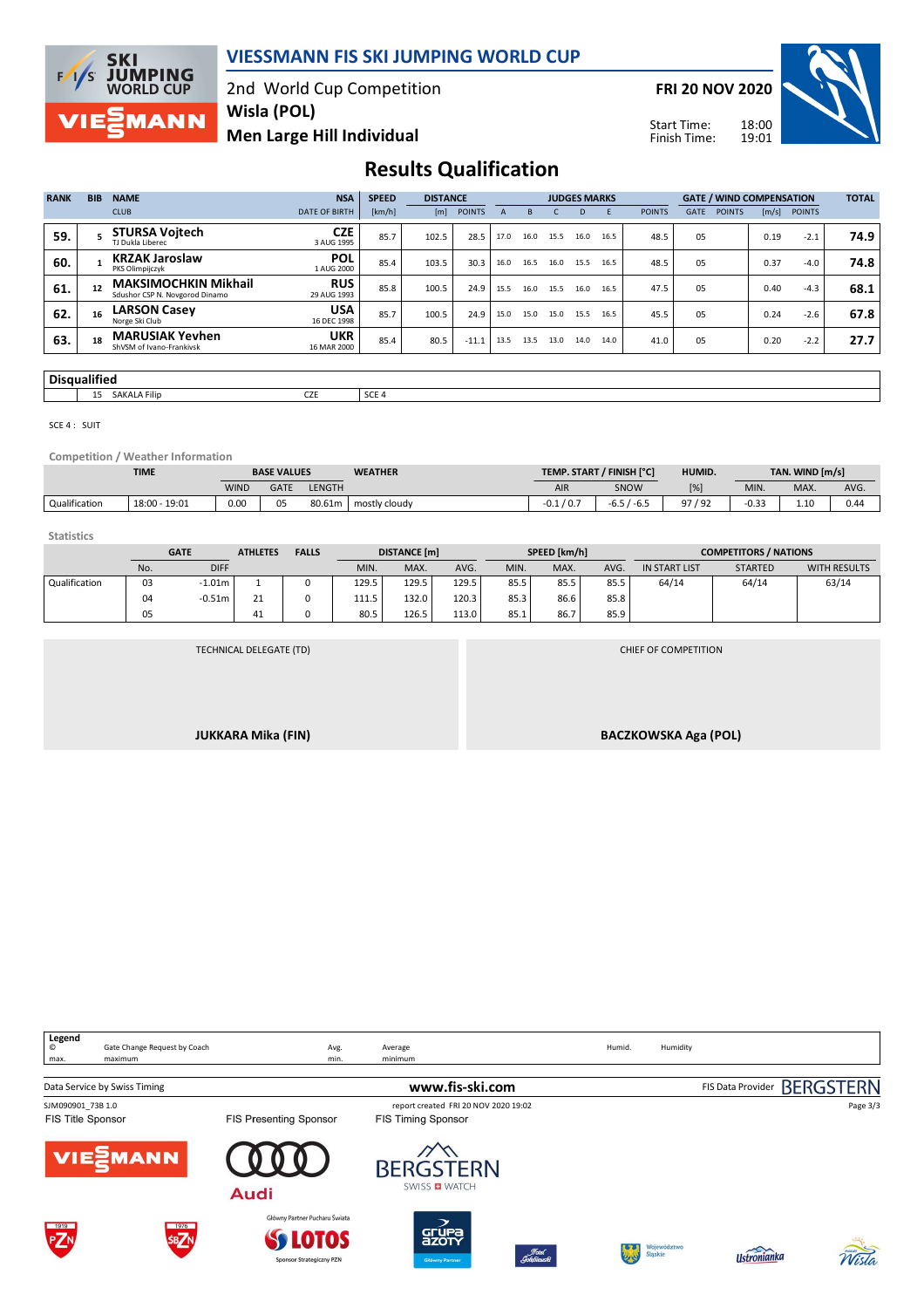# VIESSMANN FIS SKI JUMPING WORLD CUP

2nd World Cup Competition
**Wisla (POL)**
**Men Large Hill Individual**

**FRI 20 NOV 2020**
Start Time: 18:00
Finish Time: 19:01

## Results Qualification

| RANK | BIB | NAME / CLUB | NSA / DATE OF BIRTH | SPEED [km/h] | DISTANCE [m] | DISTANCE POINTS | A | B | C | D | E | JUDGES POINTS | GATE | GATE POINTS | WIND [m/s] | WIND POINTS | TOTAL |
|---|---|---|---|---|---|---|---|---|---|---|---|---|---|---|---|---|---|
| 59. | 5 | **STURSA Vojtech** TJ Dukla Liberec | **CZE** 3 AUG 1995 | 85.7 | 102.5 | 28.5 | 17.0 | 16.0 | 15.5 | 16.0 | 16.5 | 48.5 | 05 | | 0.19 | -2.1 | **74.9** |
| 60. | 1 | **KRZAK Jaroslaw** PKS Olimpijczyk | **POL** 1 AUG 2000 | 85.4 | 103.5 | 30.3 | 16.0 | 16.5 | 16.0 | 15.5 | 16.5 | 48.5 | 05 | | 0.37 | -4.0 | **74.8** |
| 61. | 12 | **MAKSIMOCHKIN Mikhail** Sdushor CSP N. Novgorod Dinamo | **RUS** 29 AUG 1993 | 85.8 | 100.5 | 24.9 | 15.5 | 16.0 | 15.5 | 16.0 | 16.5 | 47.5 | 05 | | 0.40 | -4.3 | **68.1** |
| 62. | 16 | **LARSON Casey** Norge Ski Club | **USA** 16 DEC 1998 | 85.7 | 100.5 | 24.9 | 15.0 | 15.0 | 15.0 | 15.5 | 16.5 | 45.5 | 05 | | 0.24 | -2.6 | **67.8** |
| 63. | 18 | **MARUSIAK Yevhen** ShVSM of Ivano-Frankivsk | **UKR** 16 MAR 2000 | 85.4 | 80.5 | -11.1 | 13.5 | 13.5 | 13.0 | 14.0 | 14.0 | 41.0 | 05 | | 0.20 | -2.2 | **27.7** |

### Disqualified

| BIB | NAME | NSA | REASON |
|---|---|---|---|
| 15 | SAKALA Filip | CZE | SCE 4 |

SCE 4 : SUIT

### Competition / Weather Information

| | TIME | BASE VALUES WIND | BASE VALUES GATE | BASE VALUES LENGTH | WEATHER | TEMP. START / FINISH [°C] AIR | TEMP. START / FINISH [°C] SNOW | HUMID. [%] | TAN. WIND [m/s] MIN. | TAN. WIND [m/s] MAX. | TAN. WIND [m/s] AVG. |
|---|---|---|---|---|---|---|---|---|---|---|---|
| Qualification | 18:00 - 19:01 | 0.00 | 05 | 80.61m | mostly cloudy | -0.1 / 0.7 | -6.5 / -6.5 | 97 / 92 | -0.33 | 1.10 | 0.44 |

### Statistics

| | GATE No. | GATE DIFF | ATHLETES | FALLS | DISTANCE [m] MIN. | DISTANCE [m] MAX. | DISTANCE [m] AVG. | SPEED [km/h] MIN. | SPEED [km/h] MAX. | SPEED [km/h] AVG. | COMPETITORS / NATIONS IN START LIST | STARTED | WITH RESULTS |
|---|---|---|---|---|---|---|---|---|---|---|---|---|---|
| Qualification | 03 | -1.01m | 1 | 0 | 129.5 | 129.5 | 129.5 | 85.5 | 85.5 | 85.5 | 64/14 | 64/14 | 63/14 |
| | 04 | -0.51m | 21 | 0 | 111.5 | 132.0 | 120.3 | 85.3 | 86.6 | 85.8 | | | |
| | 05 | | 41 | 0 | 80.5 | 126.5 | 113.0 | 85.1 | 86.7 | 85.9 | | | |

TECHNICAL DELEGATE (TD): **JUKKARA Mika (FIN)**

CHIEF OF COMPETITION: **BACZKOWSKA Aga (POL)**

**Legend**
© Gate Change Request by Coach
max. maximum
Avg. Average
min. minimum
Humid. Humidity

Data Service by Swiss Timing — www.fis-ski.com — FIS Data Provider BERGSTERN

SJM090901_73B 1.0 — report created FRI 20 NOV 2020 19:02

FIS Title Sponsor: VIESSMANN — FIS Presenting Sponsor: Audi — FIS Timing Sponsor: BERGSTERN SWISS WATCH

Główny Partner Pucharu Świata: LOTOS — Sponsor Strategiczny PZN
Grupa Azoty — Główny Partner